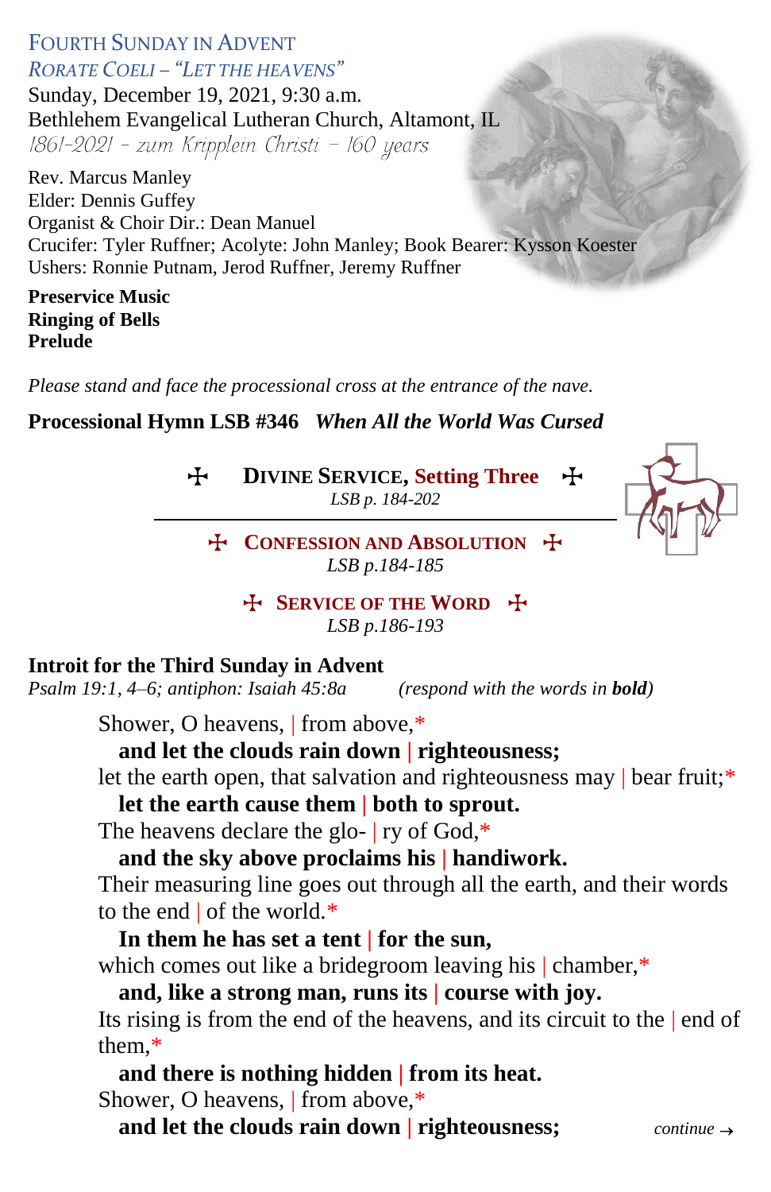# Fourth Sunday in Advent

*Rorate Coeli – "Let the Heavens"*

Sunday, December 19, 2021, 9:30 a.m.
Bethlehem Evangelical Lutheran Church, Altamont, IL
*1861-2021 – zum Kripplein Christi – 160 years*

Rev. Marcus Manley
Elder: Dennis Guffey
Organist & Choir Dir.: Dean Manuel
Crucifer: Tyler Ruffner; Acolyte: John Manley; Book Bearer: Kysson Koester
Ushers: Ronnie Putnam, Jerod Ruffner, Jeremy Ruffner

**Preservice Music**
**Ringing of Bells**
**Prelude**

*Please stand and face the processional cross at the entrance of the nave.*

**Processional Hymn LSB #346** ***When All the World Was Cursed***

## ✠ Divine Service, Setting Three ✠

*LSB p. 184-202*

---

### ✠ Confession and Absolution ✠

*LSB p.184-185*

### ✠ Service of the Word ✠

*LSB p.186-193*

**Introit for the Third Sunday in Advent**
*Psalm 19:1, 4–6; antiphon: Isaiah 45:8a* (respond with the words in ***bold***)

Shower, O heavens, | from above,*
**and let the clouds rain down | righteousness;**
let the earth open, that salvation and righteousness may | bear fruit;*
**let the earth cause them | both to sprout.**
The heavens declare the glo- | ry of God,*
**and the sky above proclaims his | handiwork.**
Their measuring line goes out through all the earth, and their words to the end | of the world.*
**In them he has set a tent | for the sun,**
which comes out like a bridegroom leaving his | chamber,*
**and, like a strong man, runs its | course with joy.**
Its rising is from the end of the heavens, and its circuit to the | end of them,*
**and there is nothing hidden | from its heat.**
Shower, O heavens, | from above,*
**and let the clouds rain down | righteousness;**

*continue →*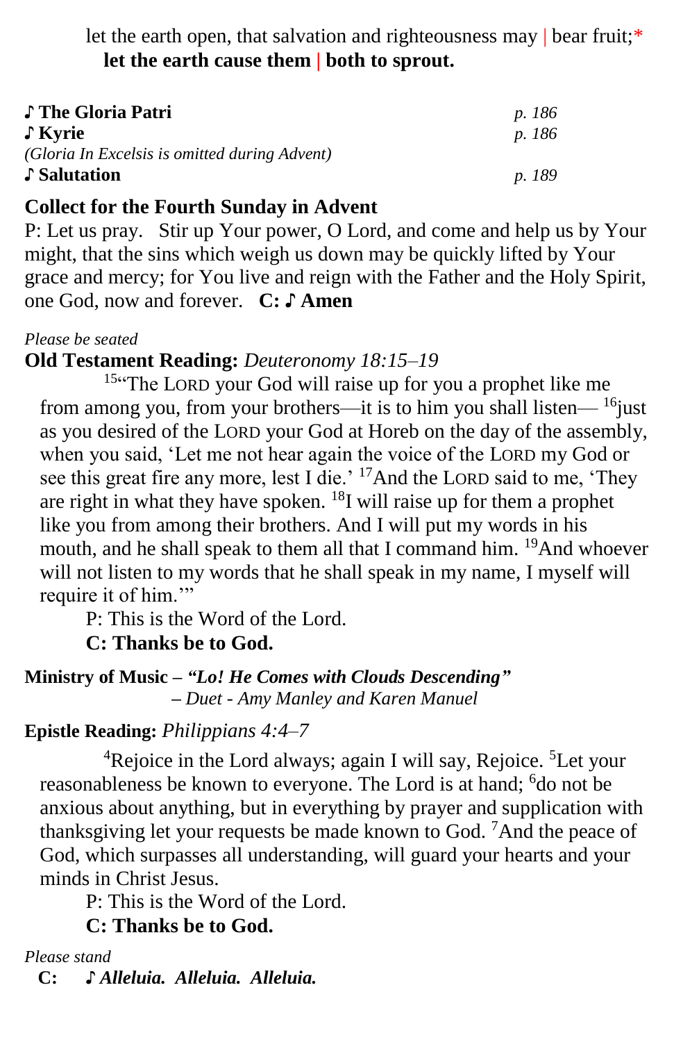let the earth open, that salvation and righteousness may | bear fruit;*
**let the earth cause them | both to sprout.**

| | |
|---|---|
| ♪ **The Gloria Patri** | *p. 186* |
| ♪ **Kyrie** | *p. 186* |
| *(Gloria In Excelsis is omitted during Advent)* | |
| ♪ **Salutation** | *p. 189* |

## Collect for the Fourth Sunday in Advent

P: Let us pray. Stir up Your power, O Lord, and come and help us by Your might, that the sins which weigh us down may be quickly lifted by Your grace and mercy; for You live and reign with the Father and the Holy Spirit, one God, now and forever. **C: ♪ Amen**

*Please be seated*

**Old Testament Reading:** *Deuteronomy 18:15–19*

[15]"The LORD your God will raise up for you a prophet like me from among you, from your brothers—it is to him you shall listen— [16]just as you desired of the LORD your God at Horeb on the day of the assembly, when you said, 'Let me not hear again the voice of the LORD my God or see this great fire any more, lest I die.' [17]And the LORD said to me, 'They are right in what they have spoken. [18]I will raise up for them a prophet like you from among their brothers. And I will put my words in his mouth, and he shall speak to them all that I command him. [19]And whoever will not listen to my words that he shall speak in my name, I myself will require it of him.'"

P: This is the Word of the Lord.
**C: Thanks be to God.**

**Ministry of Music – *"Lo! He Comes with Clouds Descending"***
*– Duet - Amy Manley and Karen Manuel*

**Epistle Reading:** *Philippians 4:4–7*

[4]Rejoice in the Lord always; again I will say, Rejoice. [5]Let your reasonableness be known to everyone. The Lord is at hand; [6]do not be anxious about anything, but in everything by prayer and supplication with thanksgiving let your requests be made known to God. [7]And the peace of God, which surpasses all understanding, will guard your hearts and your minds in Christ Jesus.

P: This is the Word of the Lord.
**C: Thanks be to God.**

*Please stand*

**C:** ♪ ***Alleluia. Alleluia. Alleluia.***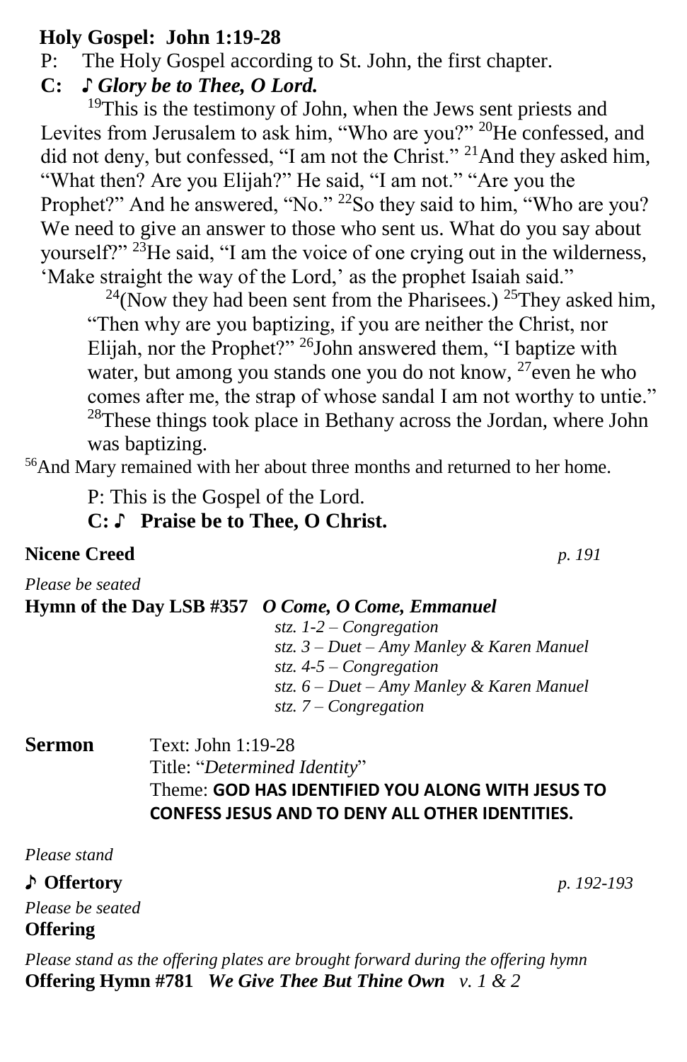**Holy Gospel: John 1:19-28**

P: The Holy Gospel according to St. John, the first chapter.

**C: ♪ *Glory be to Thee, O Lord.***

[19]This is the testimony of John, when the Jews sent priests and Levites from Jerusalem to ask him, "Who are you?" [20]He confessed, and did not deny, but confessed, "I am not the Christ." [21]And they asked him, "What then? Are you Elijah?" He said, "I am not." "Are you the Prophet?" And he answered, "No." [22]So they said to him, "Who are you? We need to give an answer to those who sent us. What do you say about yourself?" [23]He said, "I am the voice of one crying out in the wilderness, 'Make straight the way of the Lord,' as the prophet Isaiah said."

[24](Now they had been sent from the Pharisees.) [25]They asked him, "Then why are you baptizing, if you are neither the Christ, nor Elijah, nor the Prophet?" [26]John answered them, "I baptize with water, but among you stands one you do not know, [27]even he who comes after me, the strap of whose sandal I am not worthy to untie." [28]These things took place in Bethany across the Jordan, where John was baptizing.

[56]And Mary remained with her about three months and returned to her home.

P: This is the Gospel of the Lord.

**C: ♪ Praise be to Thee, O Christ.**

**Nicene Creed** *p. 191*

*Please be seated*

**Hymn of the Day LSB #357 *O Come, O Come, Emmanuel***

*stz. 1-2 – Congregation*
*stz. 3 – Duet – Amy Manley & Karen Manuel*
*stz. 4-5 – Congregation*
*stz. 6 – Duet – Amy Manley & Karen Manuel*
*stz. 7 – Congregation*

**Sermon** Text: John 1:19-28
Title: "*Determined Identity*"
Theme: **GOD HAS IDENTIFIED YOU ALONG WITH JESUS TO CONFESS JESUS AND TO DENY ALL OTHER IDENTITIES.**

*Please stand*

**♪ Offertory** *p. 192-193*

*Please be seated*

**Offering**

*Please stand as the offering plates are brought forward during the offering hymn*

**Offering Hymn #781 *We Give Thee But Thine Own v. 1 & 2***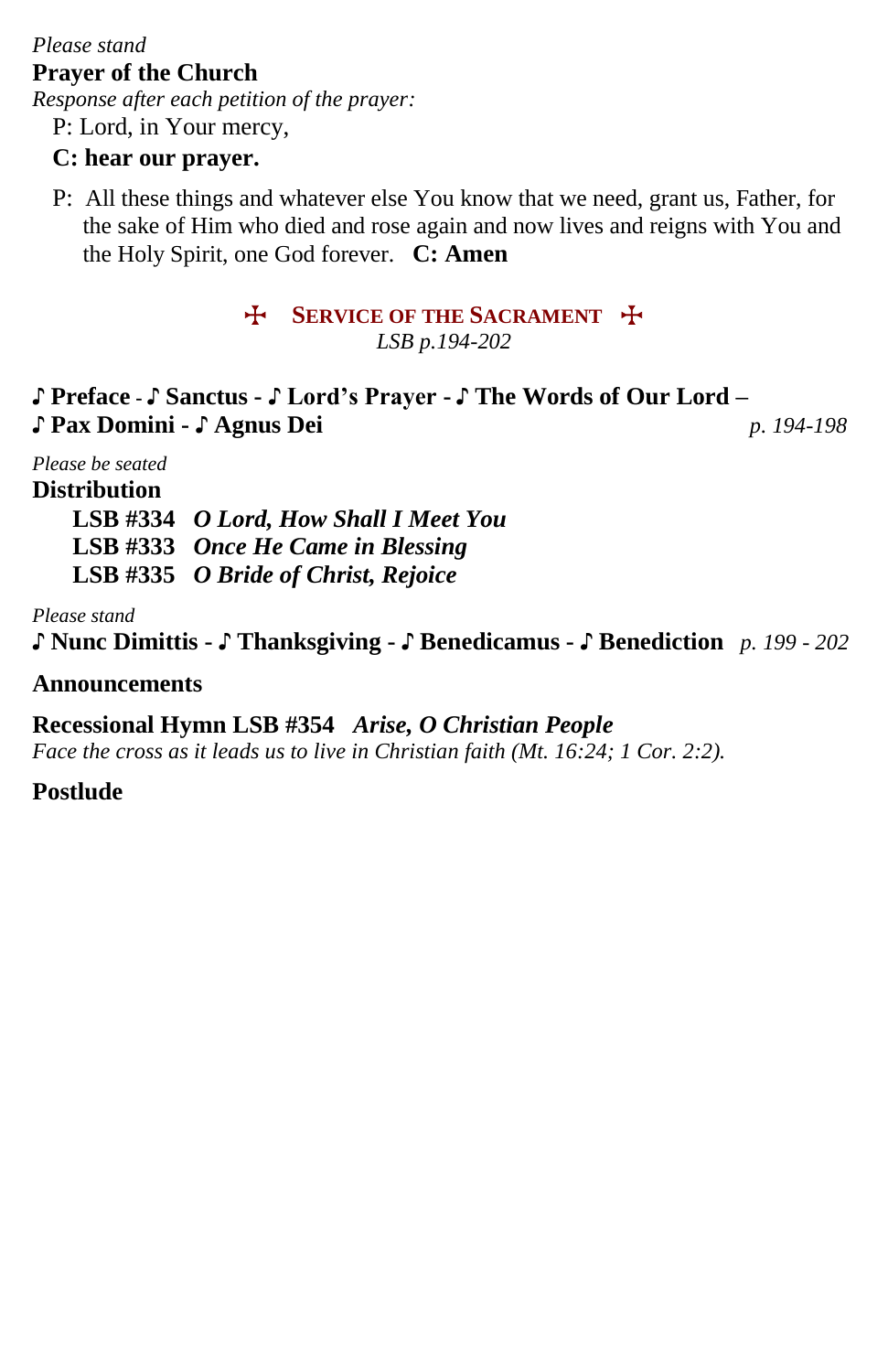*Please stand*

**Prayer of the Church**

*Response after each petition of the prayer:*

P: Lord, in Your mercy,

**C: hear our prayer.**

P: All these things and whatever else You know that we need, grant us, Father, for the sake of Him who died and rose again and now lives and reigns with You and the Holy Spirit, one God forever. **C: Amen**

## ✠ SERVICE OF THE SACRAMENT ✠

*LSB p.194-202*

**♪ Preface - ♪ Sanctus - ♪ Lord's Prayer - ♪ The Words of Our Lord – ♪ Pax Domini - ♪ Agnus Dei** *p. 194-198*

*Please be seated*

**Distribution**

**LSB #334** ***O Lord, How Shall I Meet You***
**LSB #333** ***Once He Came in Blessing***
**LSB #335** ***O Bride of Christ, Rejoice***

*Please stand*

**♪ Nunc Dimittis - ♪ Thanksgiving - ♪ Benedicamus - ♪ Benediction** *p. 199 - 202*

**Announcements**

**Recessional Hymn LSB #354** ***Arise, O Christian People***

*Face the cross as it leads us to live in Christian faith (Mt. 16:24; 1 Cor. 2:2).*

**Postlude**